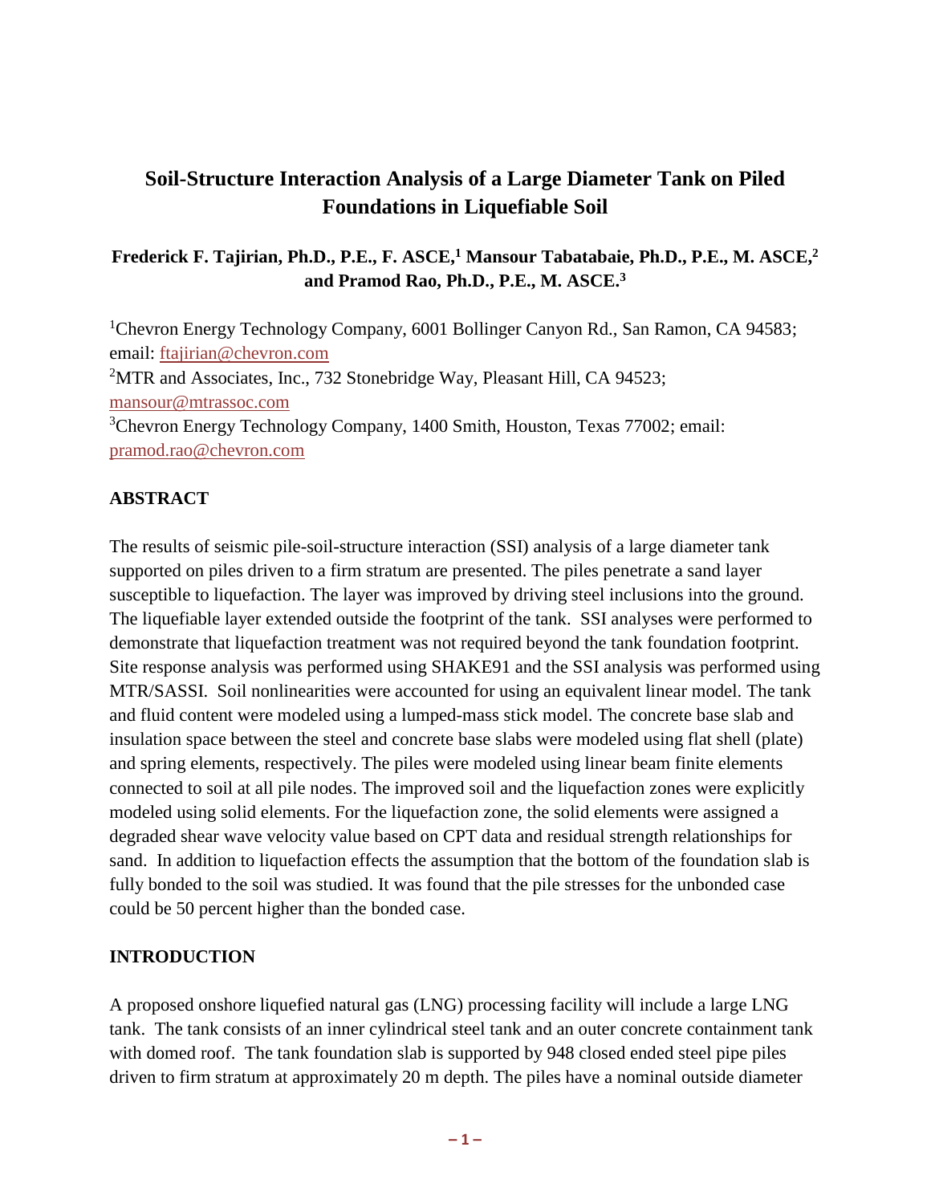# Soil-Structure Interaction Analysis of a Large Diameter Tank on Piled Foundations in Liquefiable Soil

**Frederick F. Tajirian, Ph.D., P.E., F. ASCE,[1] Mansour Tabatabaie, Ph.D., P.E., M. ASCE,[2] and Pramod Rao, Ph.D., P.E., M. ASCE.[3]**

[1]Chevron Energy Technology Company, 6001 Bollinger Canyon Rd., San Ramon, CA 94583; email: ftajirian@chevron.com

[2]MTR and Associates, Inc., 732 Stonebridge Way, Pleasant Hill, CA 94523; mansour@mtrassoc.com

[3]Chevron Energy Technology Company, 1400 Smith, Houston, Texas 77002; email: pramod.rao@chevron.com

## ABSTRACT

The results of seismic pile-soil-structure interaction (SSI) analysis of a large diameter tank supported on piles driven to a firm stratum are presented. The piles penetrate a sand layer susceptible to liquefaction. The layer was improved by driving steel inclusions into the ground. The liquefiable layer extended outside the footprint of the tank. SSI analyses were performed to demonstrate that liquefaction treatment was not required beyond the tank foundation footprint. Site response analysis was performed using SHAKE91 and the SSI analysis was performed using MTR/SASSI. Soil nonlinearities were accounted for using an equivalent linear model. The tank and fluid content were modeled using a lumped-mass stick model. The concrete base slab and insulation space between the steel and concrete base slabs were modeled using flat shell (plate) and spring elements, respectively. The piles were modeled using linear beam finite elements connected to soil at all pile nodes. The improved soil and the liquefaction zones were explicitly modeled using solid elements. For the liquefaction zone, the solid elements were assigned a degraded shear wave velocity value based on CPT data and residual strength relationships for sand. In addition to liquefaction effects the assumption that the bottom of the foundation slab is fully bonded to the soil was studied. It was found that the pile stresses for the unbonded case could be 50 percent higher than the bonded case.

## INTRODUCTION

A proposed onshore liquefied natural gas (LNG) processing facility will include a large LNG tank. The tank consists of an inner cylindrical steel tank and an outer concrete containment tank with domed roof. The tank foundation slab is supported by 948 closed ended steel pipe piles driven to firm stratum at approximately 20 m depth. The piles have a nominal outside diameter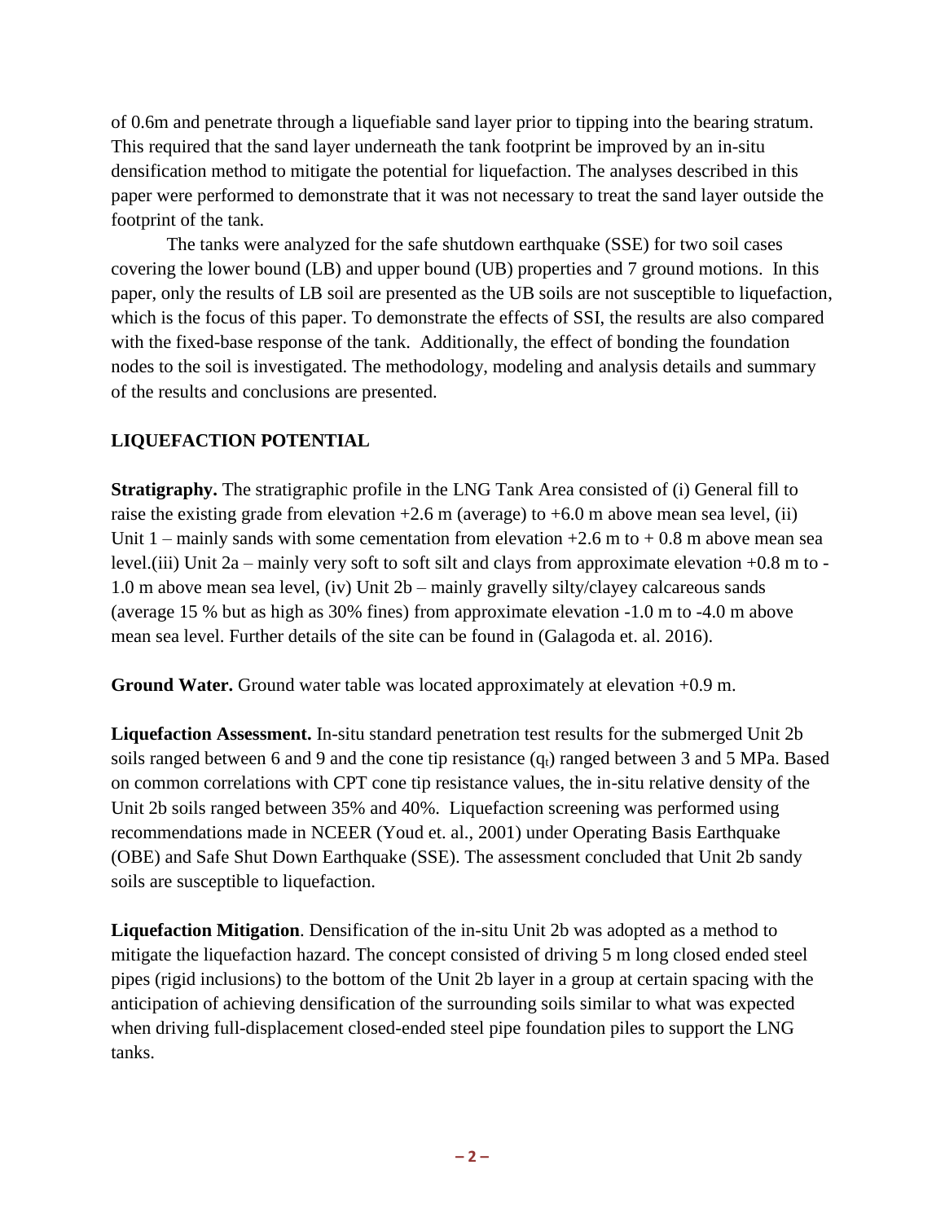of 0.6m and penetrate through a liquefiable sand layer prior to tipping into the bearing stratum. This required that the sand layer underneath the tank footprint be improved by an in-situ densification method to mitigate the potential for liquefaction. The analyses described in this paper were performed to demonstrate that it was not necessary to treat the sand layer outside the footprint of the tank.

The tanks were analyzed for the safe shutdown earthquake (SSE) for two soil cases covering the lower bound (LB) and upper bound (UB) properties and 7 ground motions. In this paper, only the results of LB soil are presented as the UB soils are not susceptible to liquefaction, which is the focus of this paper. To demonstrate the effects of SSI, the results are also compared with the fixed-base response of the tank. Additionally, the effect of bonding the foundation nodes to the soil is investigated. The methodology, modeling and analysis details and summary of the results and conclusions are presented.

## LIQUEFACTION POTENTIAL

**Stratigraphy.** The stratigraphic profile in the LNG Tank Area consisted of (i) General fill to raise the existing grade from elevation +2.6 m (average) to +6.0 m above mean sea level, (ii) Unit 1 – mainly sands with some cementation from elevation +2.6 m to + 0.8 m above mean sea level.(iii) Unit 2a – mainly very soft to soft silt and clays from approximate elevation +0.8 m to -1.0 m above mean sea level, (iv) Unit 2b – mainly gravelly silty/clayey calcareous sands (average 15 % but as high as 30% fines) from approximate elevation -1.0 m to -4.0 m above mean sea level. Further details of the site can be found in (Galagoda et. al. 2016).

**Ground Water.** Ground water table was located approximately at elevation +0.9 m.

**Liquefaction Assessment.** In-situ standard penetration test results for the submerged Unit 2b soils ranged between 6 and 9 and the cone tip resistance ($q_t$) ranged between 3 and 5 MPa. Based on common correlations with CPT cone tip resistance values, the in-situ relative density of the Unit 2b soils ranged between 35% and 40%. Liquefaction screening was performed using recommendations made in NCEER (Youd et. al., 2001) under Operating Basis Earthquake (OBE) and Safe Shut Down Earthquake (SSE). The assessment concluded that Unit 2b sandy soils are susceptible to liquefaction.

**Liquefaction Mitigation**. Densification of the in-situ Unit 2b was adopted as a method to mitigate the liquefaction hazard. The concept consisted of driving 5 m long closed ended steel pipes (rigid inclusions) to the bottom of the Unit 2b layer in a group at certain spacing with the anticipation of achieving densification of the surrounding soils similar to what was expected when driving full-displacement closed-ended steel pipe foundation piles to support the LNG tanks.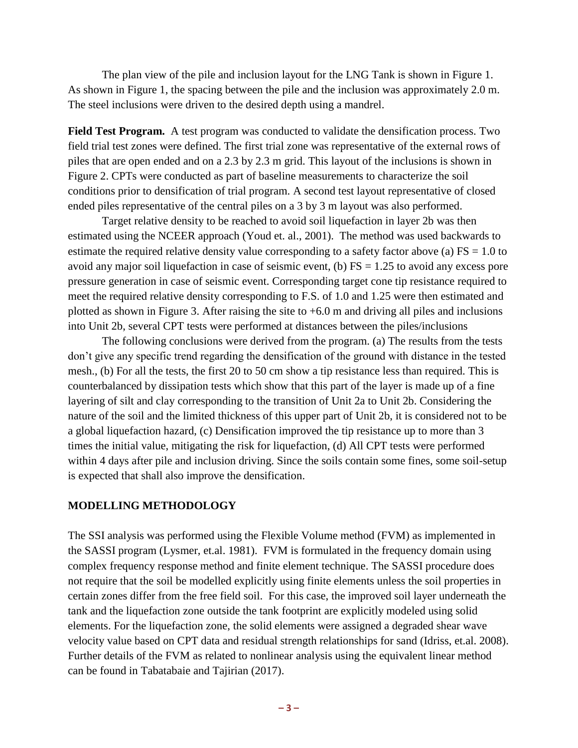The plan view of the pile and inclusion layout for the LNG Tank is shown in Figure 1. As shown in Figure 1, the spacing between the pile and the inclusion was approximately 2.0 m. The steel inclusions were driven to the desired depth using a mandrel.

**Field Test Program.** A test program was conducted to validate the densification process. Two field trial test zones were defined. The first trial zone was representative of the external rows of piles that are open ended and on a 2.3 by 2.3 m grid. This layout of the inclusions is shown in Figure 2. CPTs were conducted as part of baseline measurements to characterize the soil conditions prior to densification of trial program. A second test layout representative of closed ended piles representative of the central piles on a 3 by 3 m layout was also performed.

Target relative density to be reached to avoid soil liquefaction in layer 2b was then estimated using the NCEER approach (Youd et. al., 2001). The method was used backwards to estimate the required relative density value corresponding to a safety factor above (a) FS = 1.0 to avoid any major soil liquefaction in case of seismic event, (b) FS = 1.25 to avoid any excess pore pressure generation in case of seismic event. Corresponding target cone tip resistance required to meet the required relative density corresponding to F.S. of 1.0 and 1.25 were then estimated and plotted as shown in Figure 3. After raising the site to +6.0 m and driving all piles and inclusions into Unit 2b, several CPT tests were performed at distances between the piles/inclusions

The following conclusions were derived from the program. (a) The results from the tests don't give any specific trend regarding the densification of the ground with distance in the tested mesh., (b) For all the tests, the first 20 to 50 cm show a tip resistance less than required. This is counterbalanced by dissipation tests which show that this part of the layer is made up of a fine layering of silt and clay corresponding to the transition of Unit 2a to Unit 2b. Considering the nature of the soil and the limited thickness of this upper part of Unit 2b, it is considered not to be a global liquefaction hazard, (c) Densification improved the tip resistance up to more than 3 times the initial value, mitigating the risk for liquefaction, (d) All CPT tests were performed within 4 days after pile and inclusion driving. Since the soils contain some fines, some soil-setup is expected that shall also improve the densification.

## MODELLING METHODOLOGY

The SSI analysis was performed using the Flexible Volume method (FVM) as implemented in the SASSI program (Lysmer, et.al. 1981). FVM is formulated in the frequency domain using complex frequency response method and finite element technique. The SASSI procedure does not require that the soil be modelled explicitly using finite elements unless the soil properties in certain zones differ from the free field soil. For this case, the improved soil layer underneath the tank and the liquefaction zone outside the tank footprint are explicitly modeled using solid elements. For the liquefaction zone, the solid elements were assigned a degraded shear wave velocity value based on CPT data and residual strength relationships for sand (Idriss, et.al. 2008). Further details of the FVM as related to nonlinear analysis using the equivalent linear method can be found in Tabatabaie and Tajirian (2017).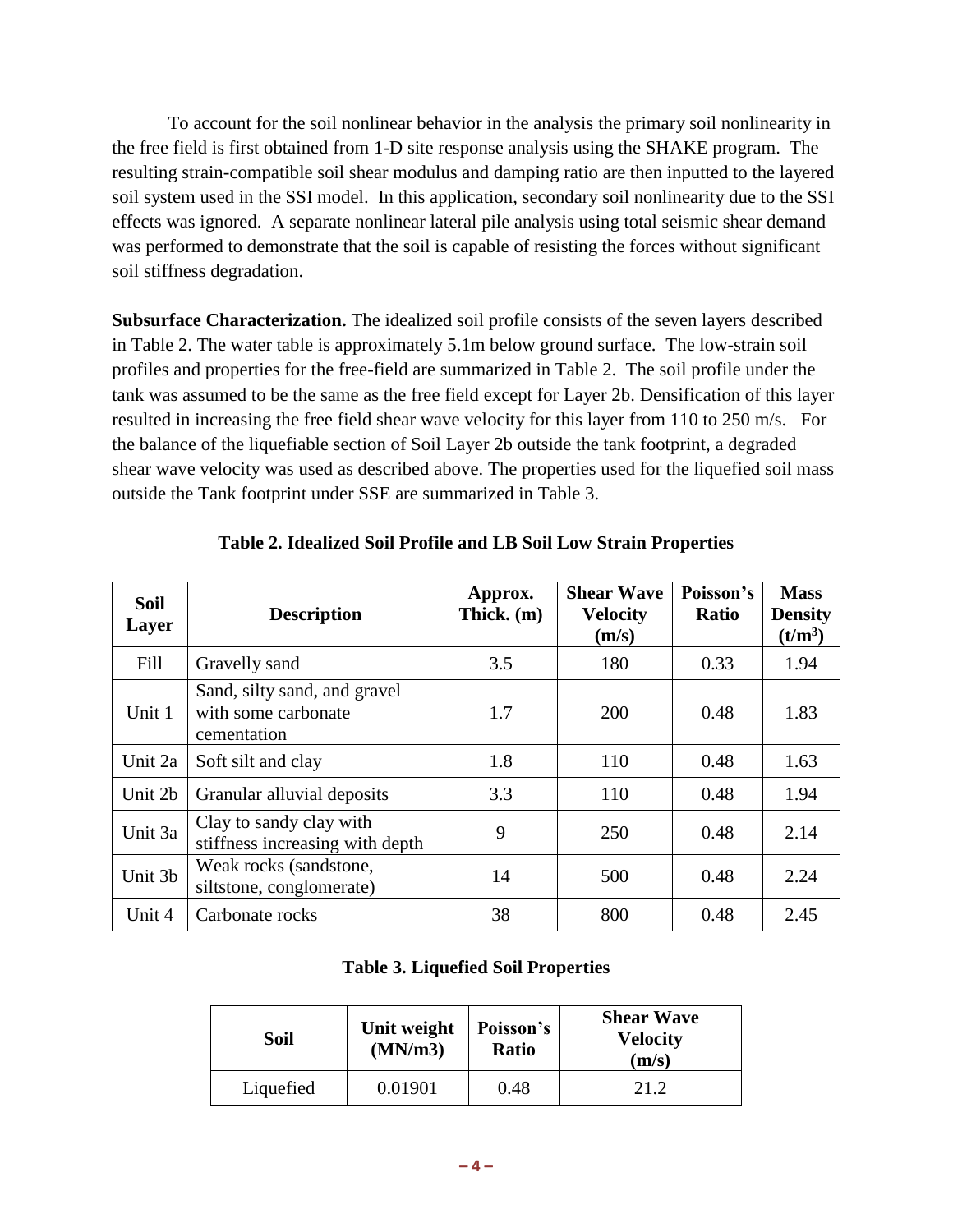To account for the soil nonlinear behavior in the analysis the primary soil nonlinearity in the free field is first obtained from 1-D site response analysis using the SHAKE program. The resulting strain-compatible soil shear modulus and damping ratio are then inputted to the layered soil system used in the SSI model. In this application, secondary soil nonlinearity due to the SSI effects was ignored. A separate nonlinear lateral pile analysis using total seismic shear demand was performed to demonstrate that the soil is capable of resisting the forces without significant soil stiffness degradation.

**Subsurface Characterization.** The idealized soil profile consists of the seven layers described in Table 2. The water table is approximately 5.1m below ground surface. The low-strain soil profiles and properties for the free-field are summarized in Table 2. The soil profile under the tank was assumed to be the same as the free field except for Layer 2b. Densification of this layer resulted in increasing the free field shear wave velocity for this layer from 110 to 250 m/s. For the balance of the liquefiable section of Soil Layer 2b outside the tank footprint, a degraded shear wave velocity was used as described above. The properties used for the liquefied soil mass outside the Tank footprint under SSE are summarized in Table 3.

**Table 2. Idealized Soil Profile and LB Soil Low Strain Properties**

| Soil Layer | Description | Approx. Thick. (m) | Shear Wave Velocity (m/s) | Poisson's Ratio | Mass Density ($t/m^3$) |
|---|---|---|---|---|---|
| Fill | Gravelly sand | 3.5 | 180 | 0.33 | 1.94 |
| Unit 1 | Sand, silty sand, and gravel with some carbonate cementation | 1.7 | 200 | 0.48 | 1.83 |
| Unit 2a | Soft silt and clay | 1.8 | 110 | 0.48 | 1.63 |
| Unit 2b | Granular alluvial deposits | 3.3 | 110 | 0.48 | 1.94 |
| Unit 3a | Clay to sandy clay with stiffness increasing with depth | 9 | 250 | 0.48 | 2.14 |
| Unit 3b | Weak rocks (sandstone, siltstone, conglomerate) | 14 | 500 | 0.48 | 2.24 |
| Unit 4 | Carbonate rocks | 38 | 800 | 0.48 | 2.45 |

**Table 3. Liquefied Soil Properties**

| Soil | Unit weight (MN/m3) | Poisson's Ratio | Shear Wave Velocity (m/s) |
|---|---|---|---|
| Liquefied | 0.01901 | 0.48 | 21.2 |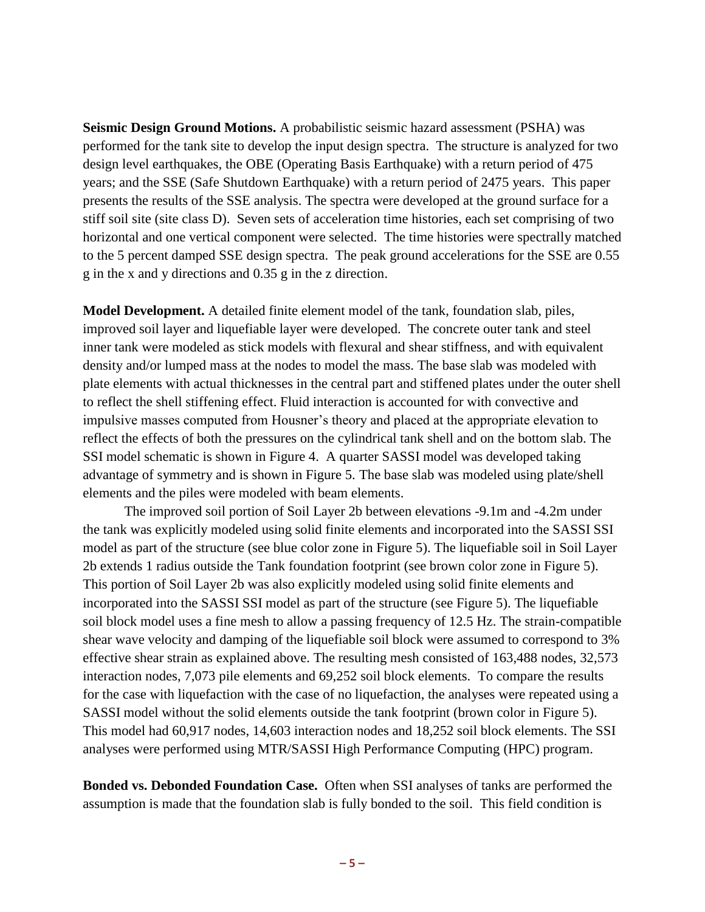**Seismic Design Ground Motions.** A probabilistic seismic hazard assessment (PSHA) was performed for the tank site to develop the input design spectra. The structure is analyzed for two design level earthquakes, the OBE (Operating Basis Earthquake) with a return period of 475 years; and the SSE (Safe Shutdown Earthquake) with a return period of 2475 years. This paper presents the results of the SSE analysis. The spectra were developed at the ground surface for a stiff soil site (site class D). Seven sets of acceleration time histories, each set comprising of two horizontal and one vertical component were selected. The time histories were spectrally matched to the 5 percent damped SSE design spectra. The peak ground accelerations for the SSE are 0.55 g in the x and y directions and 0.35 g in the z direction.

**Model Development.** A detailed finite element model of the tank, foundation slab, piles, improved soil layer and liquefiable layer were developed. The concrete outer tank and steel inner tank were modeled as stick models with flexural and shear stiffness, and with equivalent density and/or lumped mass at the nodes to model the mass. The base slab was modeled with plate elements with actual thicknesses in the central part and stiffened plates under the outer shell to reflect the shell stiffening effect. Fluid interaction is accounted for with convective and impulsive masses computed from Housner's theory and placed at the appropriate elevation to reflect the effects of both the pressures on the cylindrical tank shell and on the bottom slab. The SSI model schematic is shown in Figure 4. A quarter SASSI model was developed taking advantage of symmetry and is shown in Figure 5. The base slab was modeled using plate/shell elements and the piles were modeled with beam elements.

The improved soil portion of Soil Layer 2b between elevations -9.1m and -4.2m under the tank was explicitly modeled using solid finite elements and incorporated into the SASSI SSI model as part of the structure (see blue color zone in Figure 5). The liquefiable soil in Soil Layer 2b extends 1 radius outside the Tank foundation footprint (see brown color zone in Figure 5). This portion of Soil Layer 2b was also explicitly modeled using solid finite elements and incorporated into the SASSI SSI model as part of the structure (see Figure 5). The liquefiable soil block model uses a fine mesh to allow a passing frequency of 12.5 Hz. The strain-compatible shear wave velocity and damping of the liquefiable soil block were assumed to correspond to 3% effective shear strain as explained above. The resulting mesh consisted of 163,488 nodes, 32,573 interaction nodes, 7,073 pile elements and 69,252 soil block elements. To compare the results for the case with liquefaction with the case of no liquefaction, the analyses were repeated using a SASSI model without the solid elements outside the tank footprint (brown color in Figure 5). This model had 60,917 nodes, 14,603 interaction nodes and 18,252 soil block elements. The SSI analyses were performed using MTR/SASSI High Performance Computing (HPC) program.

**Bonded vs. Debonded Foundation Case.** Often when SSI analyses of tanks are performed the assumption is made that the foundation slab is fully bonded to the soil. This field condition is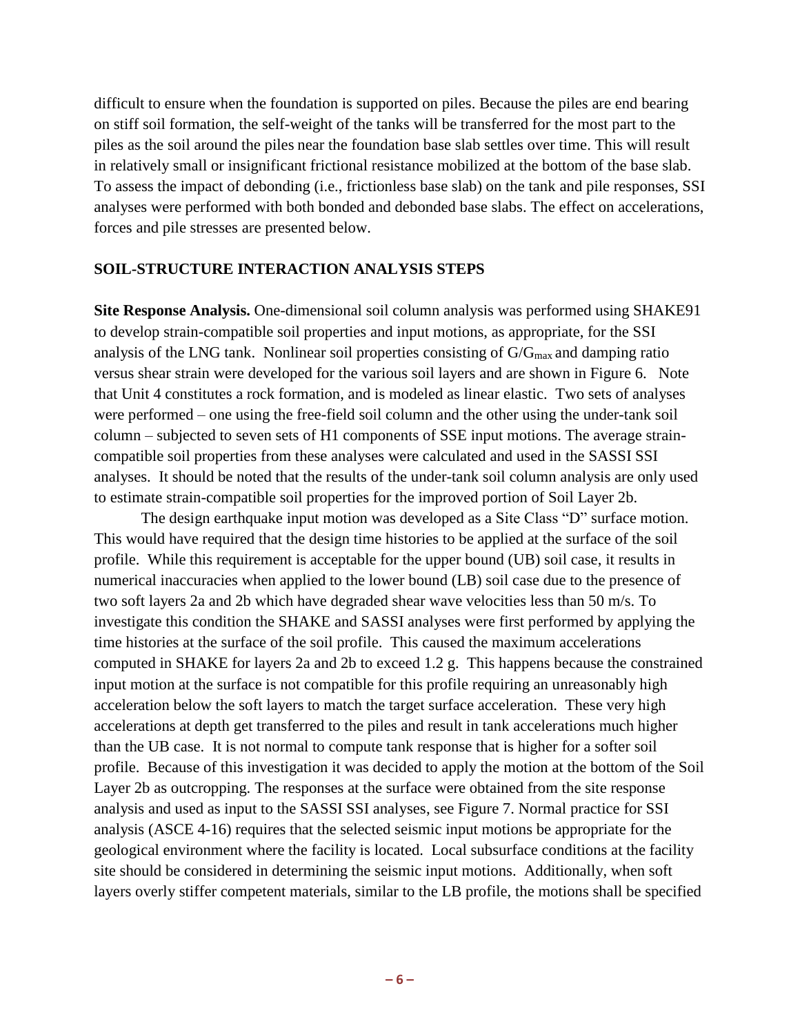difficult to ensure when the foundation is supported on piles. Because the piles are end bearing on stiff soil formation, the self-weight of the tanks will be transferred for the most part to the piles as the soil around the piles near the foundation base slab settles over time. This will result in relatively small or insignificant frictional resistance mobilized at the bottom of the base slab. To assess the impact of debonding (i.e., frictionless base slab) on the tank and pile responses, SSI analyses were performed with both bonded and debonded base slabs. The effect on accelerations, forces and pile stresses are presented below.

## SOIL-STRUCTURE INTERACTION ANALYSIS STEPS

**Site Response Analysis.** One-dimensional soil column analysis was performed using SHAKE91 to develop strain-compatible soil properties and input motions, as appropriate, for the SSI analysis of the LNG tank. Nonlinear soil properties consisting of $G/G_{max}$ and damping ratio versus shear strain were developed for the various soil layers and are shown in Figure 6. Note that Unit 4 constitutes a rock formation, and is modeled as linear elastic. Two sets of analyses were performed – one using the free-field soil column and the other using the under-tank soil column – subjected to seven sets of H1 components of SSE input motions. The average strain-compatible soil properties from these analyses were calculated and used in the SASSI SSI analyses. It should be noted that the results of the under-tank soil column analysis are only used to estimate strain-compatible soil properties for the improved portion of Soil Layer 2b.

The design earthquake input motion was developed as a Site Class "D" surface motion. This would have required that the design time histories to be applied at the surface of the soil profile. While this requirement is acceptable for the upper bound (UB) soil case, it results in numerical inaccuracies when applied to the lower bound (LB) soil case due to the presence of two soft layers 2a and 2b which have degraded shear wave velocities less than 50 m/s. To investigate this condition the SHAKE and SASSI analyses were first performed by applying the time histories at the surface of the soil profile. This caused the maximum accelerations computed in SHAKE for layers 2a and 2b to exceed 1.2 g. This happens because the constrained input motion at the surface is not compatible for this profile requiring an unreasonably high acceleration below the soft layers to match the target surface acceleration. These very high accelerations at depth get transferred to the piles and result in tank accelerations much higher than the UB case. It is not normal to compute tank response that is higher for a softer soil profile. Because of this investigation it was decided to apply the motion at the bottom of the Soil Layer 2b as outcropping. The responses at the surface were obtained from the site response analysis and used as input to the SASSI SSI analyses, see Figure 7. Normal practice for SSI analysis (ASCE 4-16) requires that the selected seismic input motions be appropriate for the geological environment where the facility is located. Local subsurface conditions at the facility site should be considered in determining the seismic input motions. Additionally, when soft layers overly stiffer competent materials, similar to the LB profile, the motions shall be specified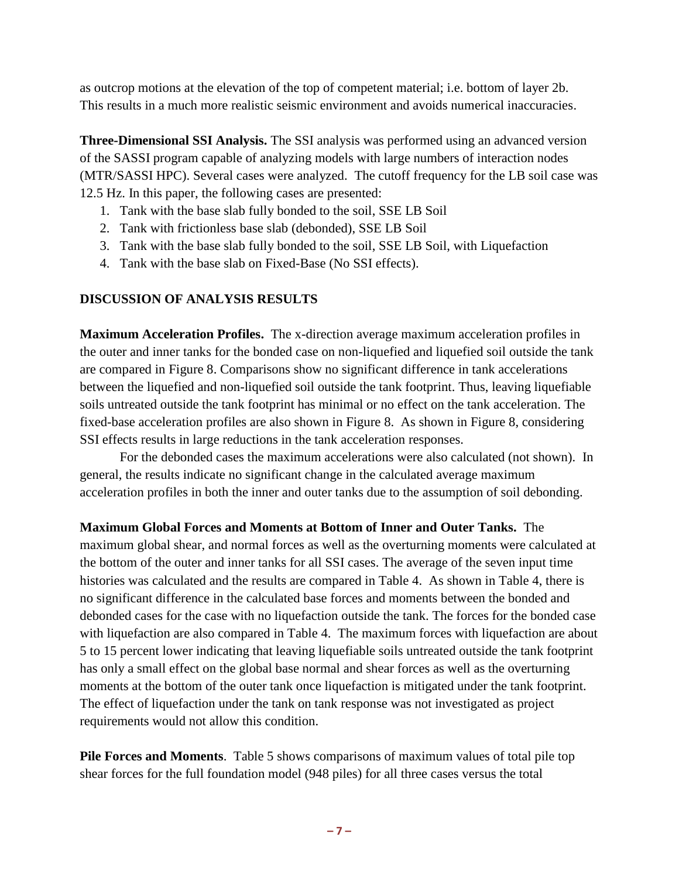as outcrop motions at the elevation of the top of competent material; i.e. bottom of layer 2b. This results in a much more realistic seismic environment and avoids numerical inaccuracies.

**Three-Dimensional SSI Analysis.** The SSI analysis was performed using an advanced version of the SASSI program capable of analyzing models with large numbers of interaction nodes (MTR/SASSI HPC). Several cases were analyzed. The cutoff frequency for the LB soil case was 12.5 Hz. In this paper, the following cases are presented:

1. Tank with the base slab fully bonded to the soil, SSE LB Soil
2. Tank with frictionless base slab (debonded), SSE LB Soil
3. Tank with the base slab fully bonded to the soil, SSE LB Soil, with Liquefaction
4. Tank with the base slab on Fixed-Base (No SSI effects).

## DISCUSSION OF ANALYSIS RESULTS

**Maximum Acceleration Profiles.** The x-direction average maximum acceleration profiles in the outer and inner tanks for the bonded case on non-liquefied and liquefied soil outside the tank are compared in Figure 8. Comparisons show no significant difference in tank accelerations between the liquefied and non-liquefied soil outside the tank footprint. Thus, leaving liquefiable soils untreated outside the tank footprint has minimal or no effect on the tank acceleration. The fixed-base acceleration profiles are also shown in Figure 8. As shown in Figure 8, considering SSI effects results in large reductions in the tank acceleration responses.

For the debonded cases the maximum accelerations were also calculated (not shown). In general, the results indicate no significant change in the calculated average maximum acceleration profiles in both the inner and outer tanks due to the assumption of soil debonding.

**Maximum Global Forces and Moments at Bottom of Inner and Outer Tanks.** The maximum global shear, and normal forces as well as the overturning moments were calculated at the bottom of the outer and inner tanks for all SSI cases. The average of the seven input time histories was calculated and the results are compared in Table 4. As shown in Table 4, there is no significant difference in the calculated base forces and moments between the bonded and debonded cases for the case with no liquefaction outside the tank. The forces for the bonded case with liquefaction are also compared in Table 4. The maximum forces with liquefaction are about 5 to 15 percent lower indicating that leaving liquefiable soils untreated outside the tank footprint has only a small effect on the global base normal and shear forces as well as the overturning moments at the bottom of the outer tank once liquefaction is mitigated under the tank footprint. The effect of liquefaction under the tank on tank response was not investigated as project requirements would not allow this condition.

**Pile Forces and Moments**. Table 5 shows comparisons of maximum values of total pile top shear forces for the full foundation model (948 piles) for all three cases versus the total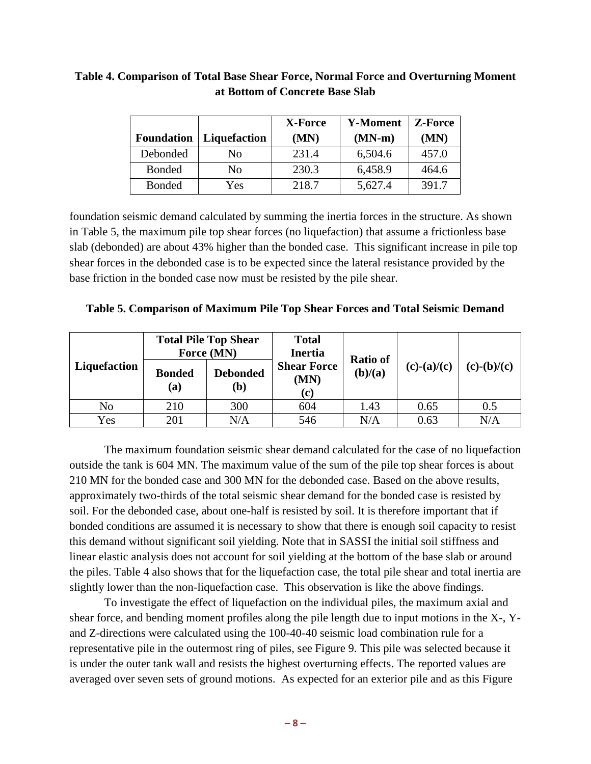**Table 4. Comparison of Total Base Shear Force, Normal Force and Overturning Moment at Bottom of Concrete Base Slab**

| Foundation | Liquefaction | X-Force (MN) | Y-Moment (MN-m) | Z-Force (MN) |
|---|---|---|---|---|
| Debonded | No | 231.4 | 6,504.6 | 457.0 |
| Bonded | No | 230.3 | 6,458.9 | 464.6 |
| Bonded | Yes | 218.7 | 5,627.4 | 391.7 |

foundation seismic demand calculated by summing the inertia forces in the structure. As shown in Table 5, the maximum pile top shear forces (no liquefaction) that assume a frictionless base slab (debonded) are about 43% higher than the bonded case. This significant increase in pile top shear forces in the debonded case is to be expected since the lateral resistance provided by the base friction in the bonded case now must be resisted by the pile shear.

**Table 5. Comparison of Maximum Pile Top Shear Forces and Total Seismic Demand**

| Liquefaction | Total Pile Top Shear Force (MN) | | Total Inertia Shear Force (MN) (c) | Ratio of (b)/(a) | (c)-(a)/(c) | (c)-(b)/(c) |
|---|---|---|---|---|---|---|
| | Bonded (a) | Debonded (b) | | | | |
| No | 210 | 300 | 604 | 1.43 | 0.65 | 0.5 |
| Yes | 201 | N/A | 546 | N/A | 0.63 | N/A |

The maximum foundation seismic shear demand calculated for the case of no liquefaction outside the tank is 604 MN. The maximum value of the sum of the pile top shear forces is about 210 MN for the bonded case and 300 MN for the debonded case. Based on the above results, approximately two-thirds of the total seismic shear demand for the bonded case is resisted by soil. For the debonded case, about one-half is resisted by soil. It is therefore important that if bonded conditions are assumed it is necessary to show that there is enough soil capacity to resist this demand without significant soil yielding. Note that in SASSI the initial soil stiffness and linear elastic analysis does not account for soil yielding at the bottom of the base slab or around the piles. Table 4 also shows that for the liquefaction case, the total pile shear and total inertia are slightly lower than the non-liquefaction case. This observation is like the above findings.

To investigate the effect of liquefaction on the individual piles, the maximum axial and shear force, and bending moment profiles along the pile length due to input motions in the X-, Y- and Z-directions were calculated using the 100-40-40 seismic load combination rule for a representative pile in the outermost ring of piles, see Figure 9. This pile was selected because it is under the outer tank wall and resists the highest overturning effects. The reported values are averaged over seven sets of ground motions. As expected for an exterior pile and as this Figure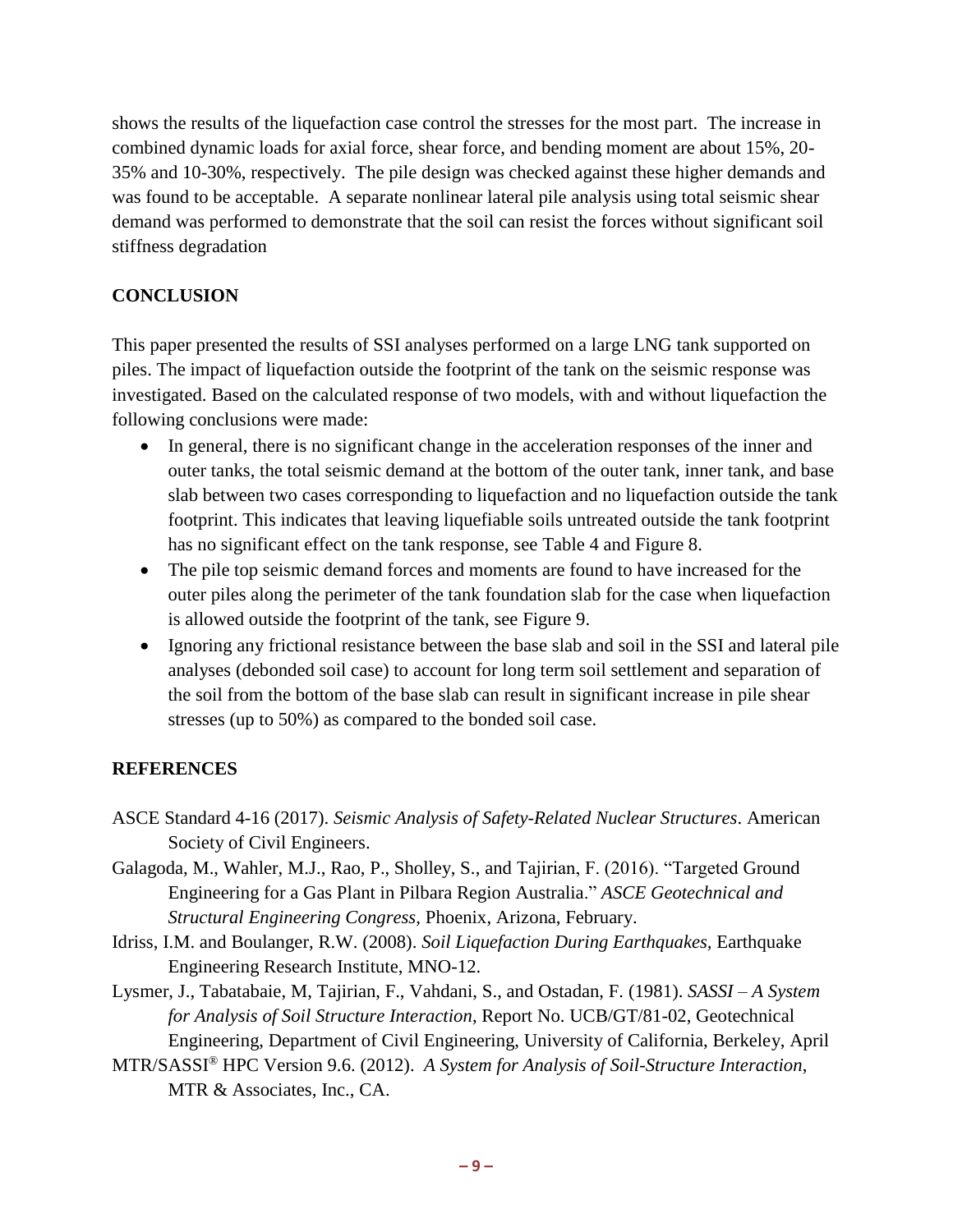shows the results of the liquefaction case control the stresses for the most part. The increase in combined dynamic loads for axial force, shear force, and bending moment are about 15%, 20-35% and 10-30%, respectively. The pile design was checked against these higher demands and was found to be acceptable. A separate nonlinear lateral pile analysis using total seismic shear demand was performed to demonstrate that the soil can resist the forces without significant soil stiffness degradation

## CONCLUSION

This paper presented the results of SSI analyses performed on a large LNG tank supported on piles. The impact of liquefaction outside the footprint of the tank on the seismic response was investigated. Based on the calculated response of two models, with and without liquefaction the following conclusions were made:

- In general, there is no significant change in the acceleration responses of the inner and outer tanks, the total seismic demand at the bottom of the outer tank, inner tank, and base slab between two cases corresponding to liquefaction and no liquefaction outside the tank footprint. This indicates that leaving liquefiable soils untreated outside the tank footprint has no significant effect on the tank response, see Table 4 and Figure 8.
- The pile top seismic demand forces and moments are found to have increased for the outer piles along the perimeter of the tank foundation slab for the case when liquefaction is allowed outside the footprint of the tank, see Figure 9.
- Ignoring any frictional resistance between the base slab and soil in the SSI and lateral pile analyses (debonded soil case) to account for long term soil settlement and separation of the soil from the bottom of the base slab can result in significant increase in pile shear stresses (up to 50%) as compared to the bonded soil case.

## REFERENCES

ASCE Standard 4-16 (2017). *Seismic Analysis of Safety-Related Nuclear Structures*. American Society of Civil Engineers.

Galagoda, M., Wahler, M.J., Rao, P., Sholley, S., and Tajirian, F. (2016). "Targeted Ground Engineering for a Gas Plant in Pilbara Region Australia." *ASCE Geotechnical and Structural Engineering Congress,* Phoenix, Arizona, February.

Idriss, I.M. and Boulanger, R.W. (2008). *Soil Liquefaction During Earthquakes,* Earthquake Engineering Research Institute, MNO-12.

Lysmer, J., Tabatabaie, M, Tajirian, F., Vahdani, S., and Ostadan, F. (1981). *SASSI – A System for Analysis of Soil Structure Interaction*, Report No. UCB/GT/81-02, Geotechnical Engineering, Department of Civil Engineering, University of California, Berkeley, April

MTR/SASSI® HPC Version 9.6. (2012). *A System for Analysis of Soil-Structure Interaction*, MTR & Associates, Inc., CA.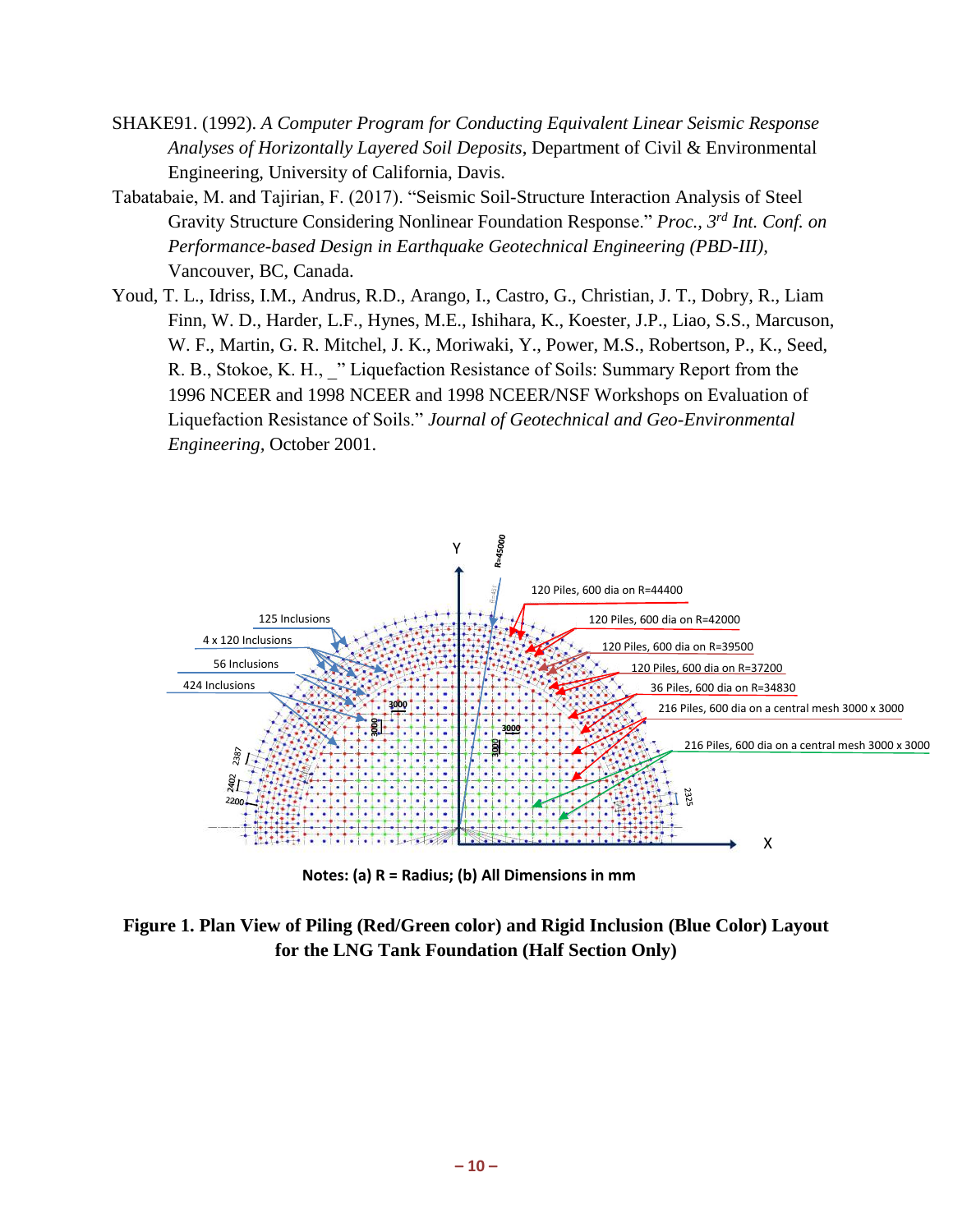SHAKE91. (1992). *A Computer Program for Conducting Equivalent Linear Seismic Response Analyses of Horizontally Layered Soil Deposits*, Department of Civil & Environmental Engineering, University of California, Davis.

Tabatabaie, M. and Tajirian, F. (2017). "Seismic Soil-Structure Interaction Analysis of Steel Gravity Structure Considering Nonlinear Foundation Response." *Proc., 3rd Int. Conf. on Performance-based Design in Earthquake Geotechnical Engineering (PBD-III)*, Vancouver, BC, Canada.

Youd, T. L., Idriss, I.M., Andrus, R.D., Arango, I., Castro, G., Christian, J. T., Dobry, R., Liam Finn, W. D., Harder, L.F., Hynes, M.E., Ishihara, K., Koester, J.P., Liao, S.S., Marcuson, W. F., Martin, G. R. Mitchel, J. K., Moriwaki, Y., Power, M.S., Robertson, P., K., Seed, R. B., Stokoe, K. H., _" Liquefaction Resistance of Soils: Summary Report from the 1996 NCEER and 1998 NCEER and 1998 NCEER/NSF Workshops on Evaluation of Liquefaction Resistance of Soils." *Journal of Geotechnical and Geo-Environmental Engineering*, October 2001.

Y

R=45000

125 Inclusions

4 x 120 Inclusions

56 Inclusions

424 Inclusions

120 Piles, 600 dia on R=44400

120 Piles, 600 dia on R=42000

120 Piles, 600 dia on R=39500

120 Piles, 600 dia on R=37200

36 Piles, 600 dia on R=34830

216 Piles, 600 dia on a central mesh 3000 x 3000

216 Piles, 600 dia on a central mesh 3000 x 3000

3000

3000

3000

3000

2387

2402

2200

2325

X

**Notes: (a) R = Radius; (b) All Dimensions in mm**

**Figure 1. Plan View of Piling (Red/Green color) and Rigid Inclusion (Blue Color) Layout for the LNG Tank Foundation (Half Section Only)**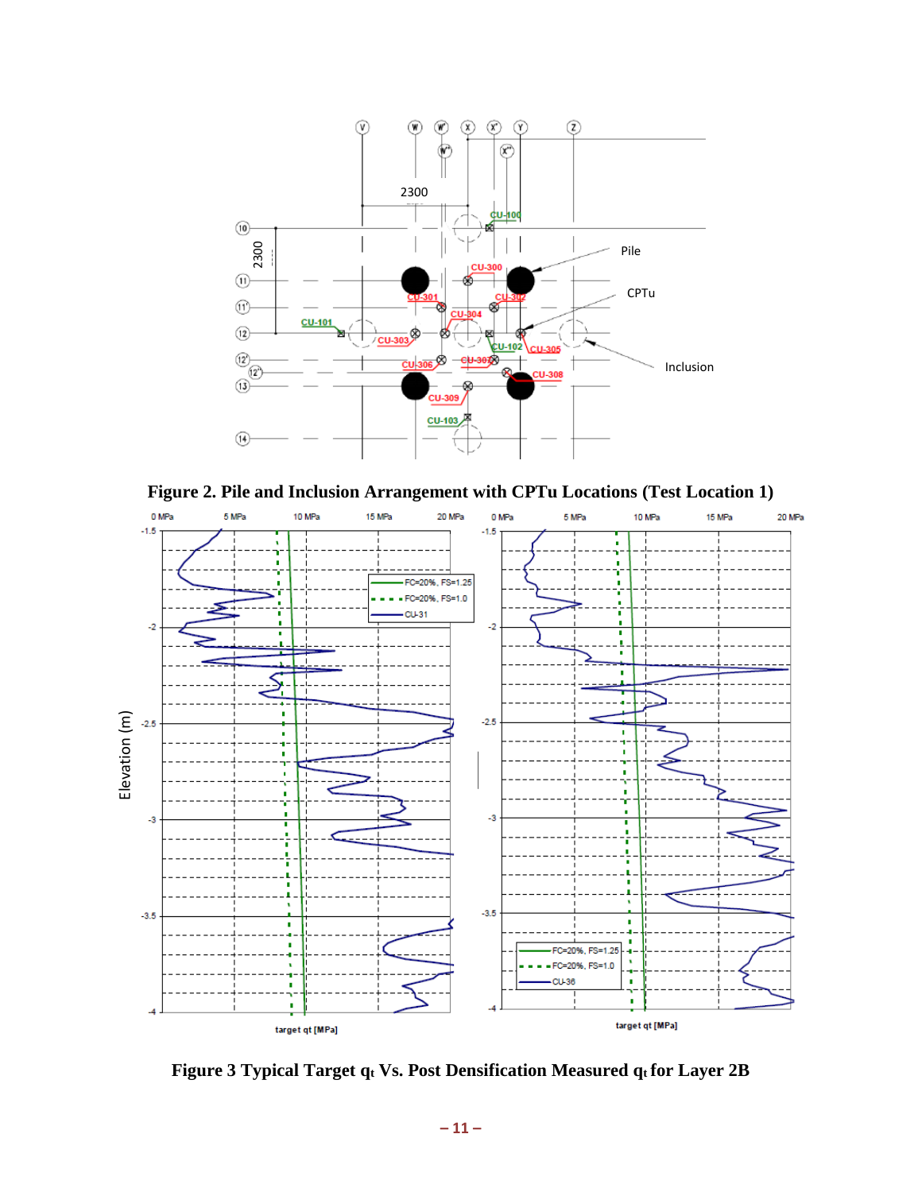**Figure 2. Pile and Inclusion Arrangement with CPTu Locations (Test Location 1)**

**Figure 3 Typical Target $q_t$ Vs. Post Densification Measured $q_t$ for Layer 2B**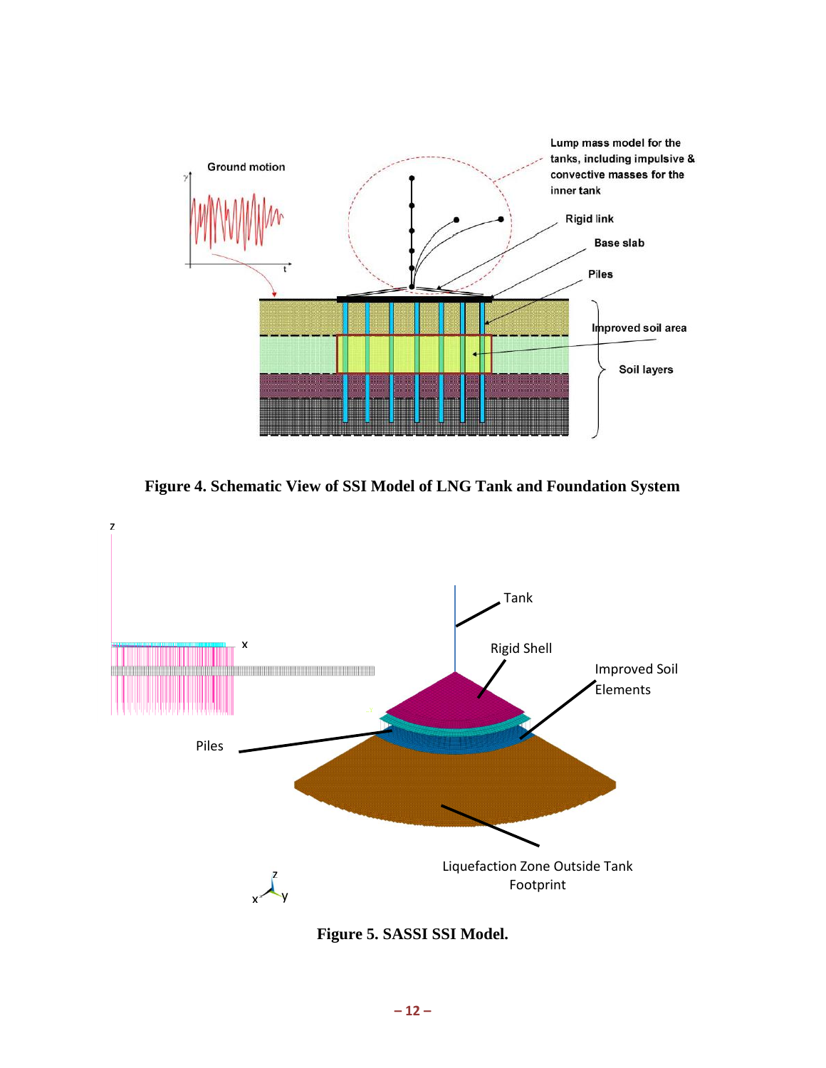**Figure 4. Schematic View of SSI Model of LNG Tank and Foundation System**

**Figure 5. SASSI SSI Model.**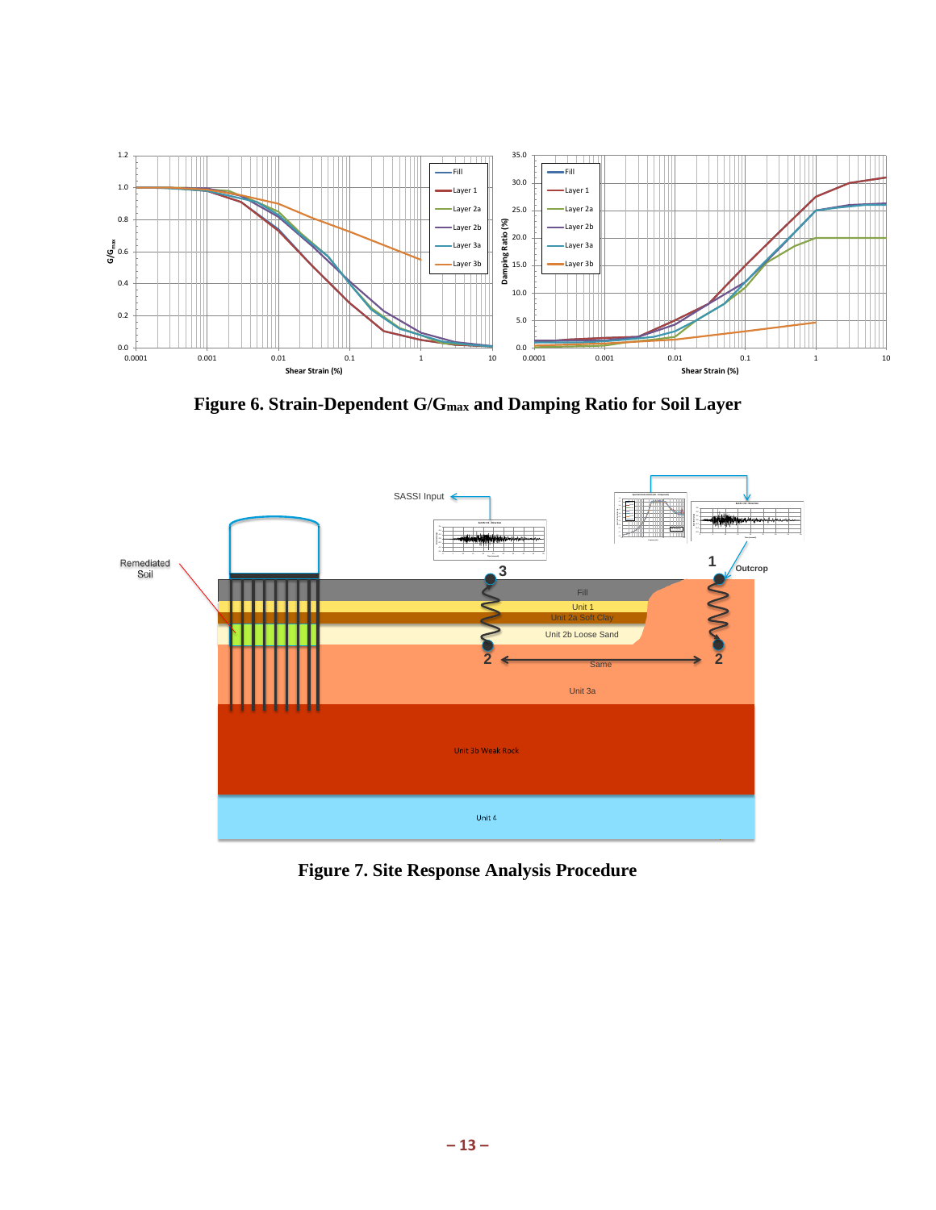**Figure 6. Strain-Dependent $G/G_{max}$ and Damping Ratio for Soil Layer**

**Figure 7. Site Response Analysis Procedure**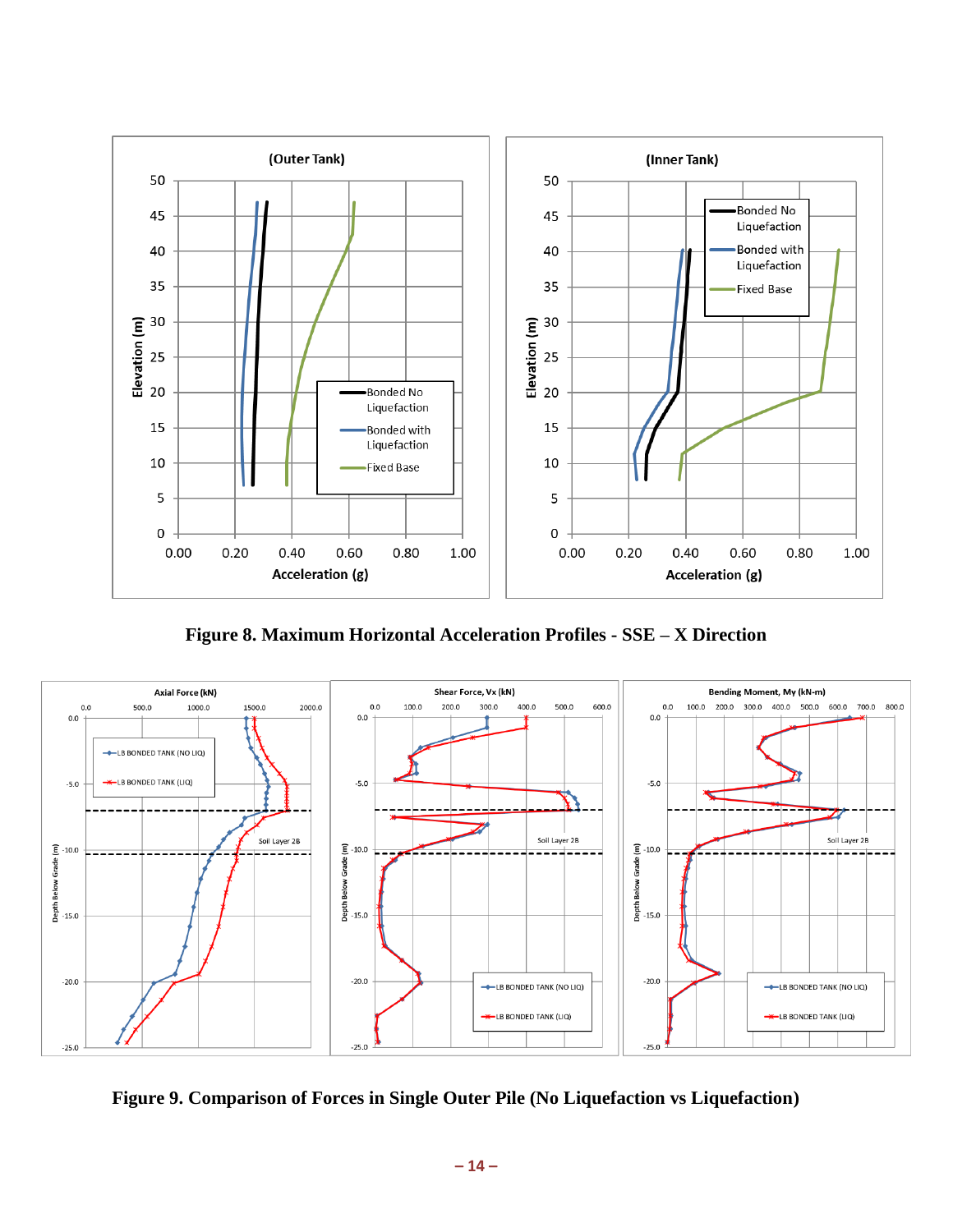(Outer Tank)

50
45
40
35
30
25
20
15
10
5
0

Elevation (m)

0.00 0.20 0.40 0.60 0.80 1.00

Acceleration (g)

Bonded No Liquefaction
Bonded with Liquefaction
Fixed Base

(Inner Tank)

50
45
40
35
30
25
20
15
10
5
0

Elevation (m)

0.00 0.20 0.40 0.60 0.80 1.00

Acceleration (g)

Bonded No Liquefaction
Bonded with Liquefaction
Fixed Base

**Figure 8. Maximum Horizontal Acceleration Profiles - SSE – X Direction**

Axial Force (kN)

0.0 500.0 1000.0 1500.0 2000.0

0.0
-5.0
-10.0
-15.0
-20.0
-25.0

Depth Below Grade (m)

LB BONDED TANK (NO LIQ)
LB BONDED TANK (LIQ)

Soil Layer 2B

Shear Force, Vx (kN)

0.0 100.0 200.0 300.0 400.0 500.0 600.0

0.0
-5.0
-10.0
-15.0
-20.0
-25.0

Depth Below Grade (m)

Soil Layer 2B

LB BONDED TANK (NO LIQ)
LB BONDED TANK (LIQ)

Bending Moment, My (kN-m)

0.0 100.0 200.0 300.0 400.0 500.0 600.0 700.0 800.0

0.0
-5.0
-10.0
-15.0
-20.0
-25.0

Depth Below Grade (m)

Soil Layer 2B

LB BONDED TANK (NO LIQ)
LB BONDED TANK (LIQ)

**Figure 9. Comparison of Forces in Single Outer Pile (No Liquefaction vs Liquefaction)**